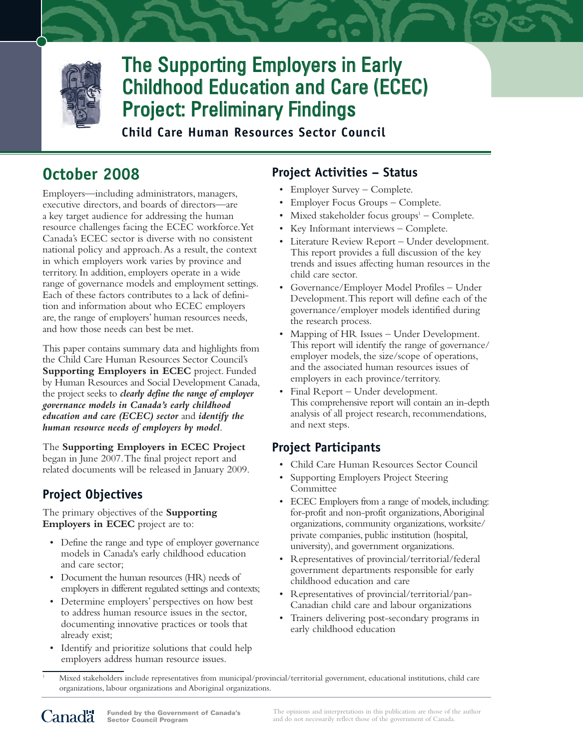# The Supporting Employers in Early Childhood Education and Care (ECEC) Project: Preliminary Findings

**Child Care Human Resources Sector Council**

## October 2008

Employers—including administrators, managers, executive directors, and boards of directors—are a key target audience for addressing the human resource challenges facing the ECEC workforce. Yet Canada's ECEC sector is diverse with no consistent national policy and approach. As a result, the context in which employers work varies by province and territory. In addition, employers operate in a wide range of governance models and employment settings. Each of these factors contributes to a lack of definition and information about who ECEC employers are, the range of employers' human resources needs, and how those needs can best be met.

This paper contains summary data and highlights from the Child Care Human Resources Sector Council's **Supporting Employers in ECEC** project. Funded by Human Resources and Social Development Canada, the project seeks to ***clearly define the range of employer governance models in Canada's early childhood education and care (ECEC) sector*** and ***identify the human resource needs of employers by model***.

The **Supporting Employers in ECEC Project** began in June 2007. The final project report and related documents will be released in January 2009.

## Project Objectives

The primary objectives of the **Supporting Employers in ECEC** project are to:

- Define the range and type of employer governance models in Canada's early childhood education and care sector;
- Document the human resources (HR) needs of employers in different regulated settings and contexts;
- Determine employers' perspectives on how best to address human resource issues in the sector, documenting innovative practices or tools that already exist;
- Identify and prioritize solutions that could help employers address human resource issues.

## Project Activities – Status

- Employer Survey – Complete.
- Employer Focus Groups – Complete.
- Mixed stakeholder focus groups[1] – Complete.
- Key Informant interviews – Complete.
- Literature Review Report – Under development. This report provides a full discussion of the key trends and issues affecting human resources in the child care sector.
- Governance/Employer Model Profiles – Under Development. This report will define each of the governance/employer models identified during the research process.
- Mapping of HR Issues – Under Development. This report will identify the range of governance/employer models, the size/scope of operations, and the associated human resources issues of employers in each province/territory.
- Final Report – Under development. This comprehensive report will contain an in-depth analysis of all project research, recommendations, and next steps.

## Project Participants

- Child Care Human Resources Sector Council
- Supporting Employers Project Steering Committee
- ECEC Employers from a range of models, including: for-profit and non-profit organizations, Aboriginal organizations, community organizations, worksite/private companies, public institution (hospital, university), and government organizations.
- Representatives of provincial/territorial/federal government departments responsible for early childhood education and care
- Representatives of provincial/territorial/pan-Canadian child care and labour organizations
- Trainers delivering post-secondary programs in early childhood education

[1] Mixed stakeholders include representatives from municipal/provincial/territorial government, educational institutions, child care organizations, labour organizations and Aboriginal organizations.

Funded by the Government of Canada's Sector Council Program

The opinions and interpretations in this publication are those of the author and do not necessarily reflect those of the government of Canada.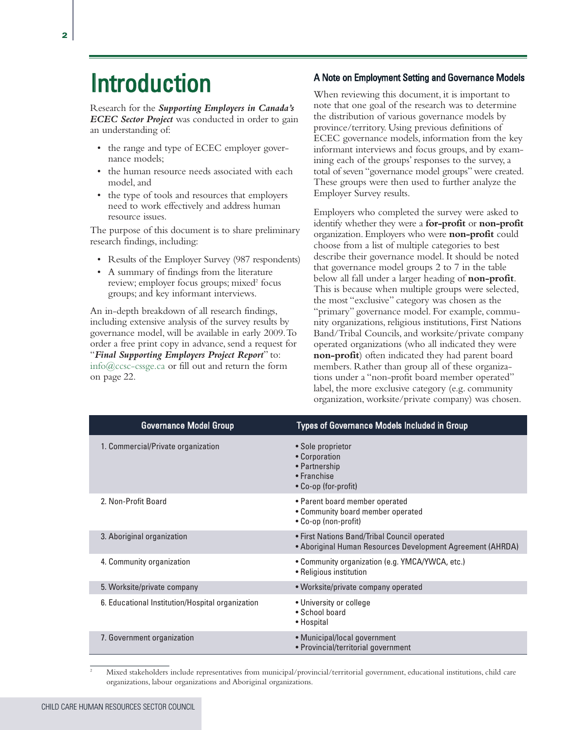# Introduction

Research for the ***Supporting Employers in Canada's ECEC Sector Project*** was conducted in order to gain an understanding of:

- the range and type of ECEC employer governance models;
- the human resource needs associated with each model, and
- the type of tools and resources that employers need to work effectively and address human resource issues.

The purpose of this document is to share preliminary research findings, including:

- Results of the Employer Survey (987 respondents)
- A summary of findings from the literature review; employer focus groups; mixed[2] focus groups; and key informant interviews.

An in-depth breakdown of all research findings, including extensive analysis of the survey results by governance model, will be available in early 2009. To order a free print copy in advance, send a request for "***Final Supporting Employers Project Report***" to: info@ccsc-cssge.ca or fill out and return the form on page 22.

### A Note on Employment Setting and Governance Models

When reviewing this document, it is important to note that one goal of the research was to determine the distribution of various governance models by province/territory. Using previous definitions of ECEC governance models, information from the key informant interviews and focus groups, and by examining each of the groups' responses to the survey, a total of seven "governance model groups" were created. These groups were then used to further analyze the Employer Survey results.

Employers who completed the survey were asked to identify whether they were a **for-profit** or **non-profit** organization. Employers who were **non-profit** could choose from a list of multiple categories to best describe their governance model. It should be noted that governance model groups 2 to 7 in the table below all fall under a larger heading of **non-profit**. This is because when multiple groups were selected, the most "exclusive" category was chosen as the "primary" governance model. For example, community organizations, religious institutions, First Nations Band/Tribal Councils, and worksite/private company operated organizations (who all indicated they were **non-profit**) often indicated they had parent board members. Rather than group all of these organizations under a "non-profit board member operated" label, the more exclusive category (e.g. community organization, worksite/private company) was chosen.

| Governance Model Group | Types of Governance Models Included in Group |
| --- | --- |
| 1. Commercial/Private organization | • Sole proprietor<br>• Corporation<br>• Partnership<br>• Franchise<br>• Co-op (for-profit) |
| 2. Non-Profit Board | • Parent board member operated<br>• Community board member operated<br>• Co-op (non-profit) |
| 3. Aboriginal organization | • First Nations Band/Tribal Council operated<br>• Aboriginal Human Resources Development Agreement (AHRDA) |
| 4. Community organization | • Community organization (e.g. YMCA/YWCA, etc.)<br>• Religious institution |
| 5. Worksite/private company | • Worksite/private company operated |
| 6. Educational Institution/Hospital organization | • University or college<br>• School board<br>• Hospital |
| 7. Government organization | • Municipal/local government<br>• Provincial/territorial government |

[2] Mixed stakeholders include representatives from municipal/provincial/territorial government, educational institutions, child care organizations, labour organizations and Aboriginal organizations.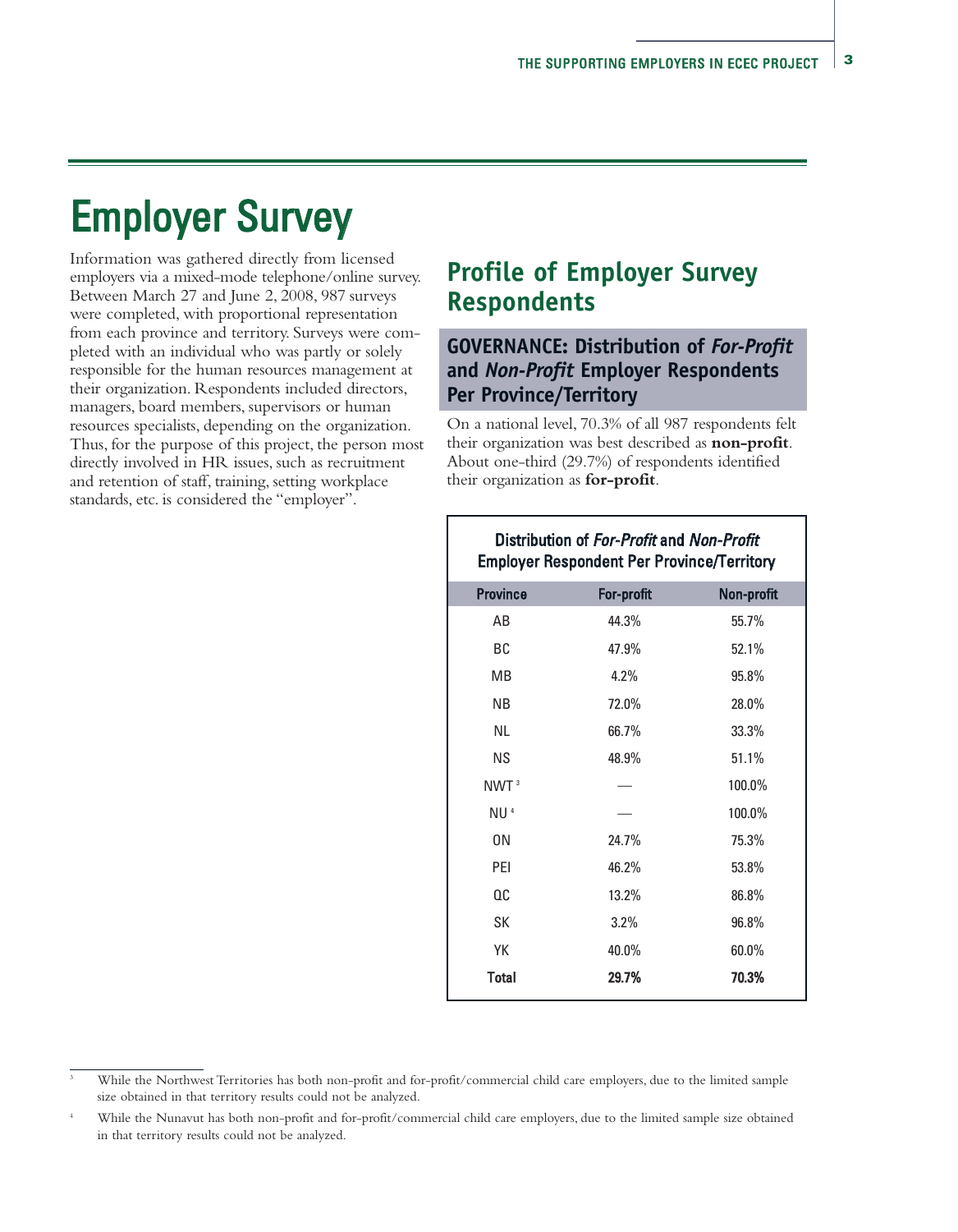# Employer Survey

Information was gathered directly from licensed employers via a mixed-mode telephone/online survey. Between March 27 and June 2, 2008, 987 surveys were completed, with proportional representation from each province and territory. Surveys were completed with an individual who was partly or solely responsible for the human resources management at their organization. Respondents included directors, managers, board members, supervisors or human resources specialists, depending on the organization. Thus, for the purpose of this project, the person most directly involved in HR issues, such as recruitment and retention of staff, training, setting workplace standards, etc. is considered the "employer".

## Profile of Employer Survey Respondents

### GOVERNANCE: Distribution of *For-Profit* and *Non-Profit* Employer Respondents Per Province/Territory

On a national level, 70.3% of all 987 respondents felt their organization was best described as **non-profit**. About one-third (29.7%) of respondents identified their organization as **for-profit**.

**Distribution of *For-Profit* and *Non-Profit* Employer Respondent Per Province/Territory**

| Province | For-profit | Non-profit |
|---|---|---|
| AB | 44.3% | 55.7% |
| BC | 47.9% | 52.1% |
| MB | 4.2% | 95.8% |
| NB | 72.0% | 28.0% |
| NL | 66.7% | 33.3% |
| NS | 48.9% | 51.1% |
| NWT[3] | — | 100.0% |
| NU[4] | — | 100.0% |
| ON | 24.7% | 75.3% |
| PEI | 46.2% | 53.8% |
| QC | 13.2% | 86.8% |
| SK | 3.2% | 96.8% |
| YK | 40.0% | 60.0% |
| **Total** | **29.7%** | **70.3%** |

[3] While the Northwest Territories has both non-profit and for-profit/commercial child care employers, due to the limited sample size obtained in that territory results could not be analyzed.

[4] While the Nunavut has both non-profit and for-profit/commercial child care employers, due to the limited sample size obtained in that territory results could not be analyzed.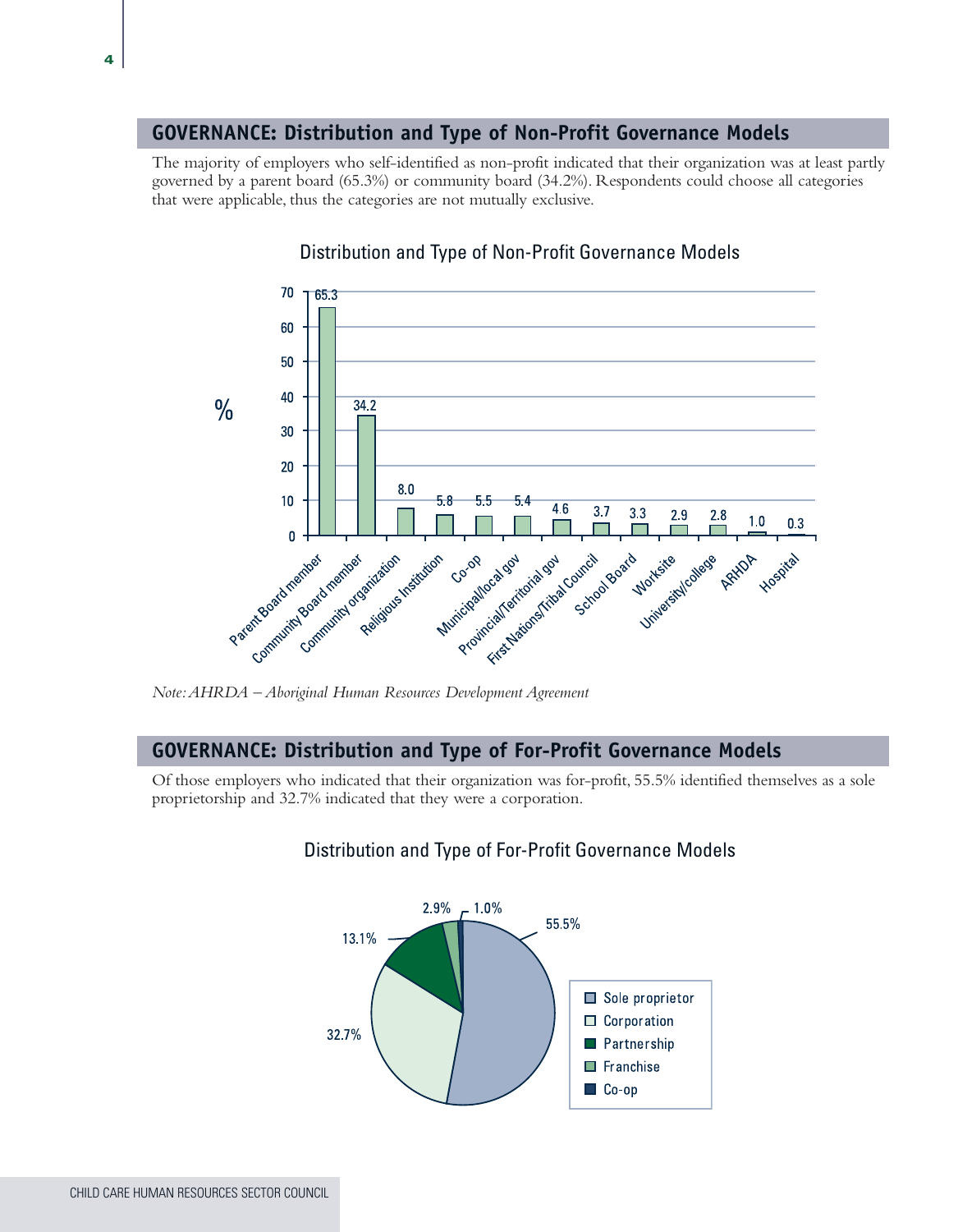## GOVERNANCE: Distribution and Type of Non-Profit Governance Models

The majority of employers who self-identified as non-profit indicated that their organization was at least partly governed by a parent board (65.3%) or community board (34.2%). Respondents could choose all categories that were applicable, thus the categories are not mutually exclusive.

Distribution and Type of Non-Profit Governance Models

| Governance model | % |
|---|---|
| Parent Board member | 65.3 |
| Community Board member | 34.2 |
| Community organization | 8.0 |
| Religious Institution | 5.8 |
| Co-op | 5.5 |
| Municipal/local gov | 5.4 |
| Provincial/Territorial gov | 4.6 |
| First Nations/Tribal Council | 3.7 |
| School Board | 3.3 |
| Worksite | 2.9 |
| University/college | 2.8 |
| ARHDA | 1.0 |
| Hospital | 0.3 |

*Note: AHRDA – Aboriginal Human Resources Development Agreement*

## GOVERNANCE: Distribution and Type of For-Profit Governance Models

Of those employers who indicated that their organization was for-profit, 55.5% identified themselves as a sole proprietorship and 32.7% indicated that they were a corporation.

Distribution and Type of For-Profit Governance Models

| Governance model | % |
|---|---|
| Sole proprietor | 55.5% |
| Corporation | 32.7% |
| Partnership | 13.1% |
| Franchise | 2.9% |
| Co-op | 1.0% |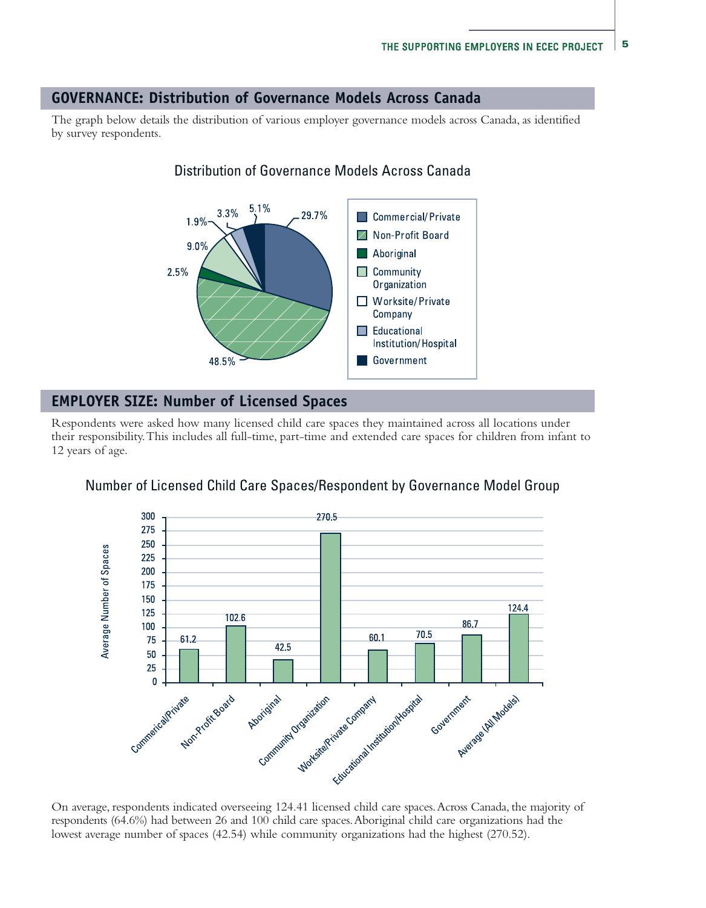## GOVERNANCE: Distribution of Governance Models Across Canada

The graph below details the distribution of various employer governance models across Canada, as identified by survey respondents.

Distribution of Governance Models Across Canada

| Governance Model | Percentage |
|---|---|
| Commercial/Private | 29.7% |
| Non-Profit Board | 48.5% |
| Aboriginal | 2.5% |
| Community Organization | 9.0% |
| Worksite/Private Company | 1.9% |
| Educational Institution/Hospital | 3.3% |
| Government | 5.1% |

## EMPLOYER SIZE: Number of Licensed Spaces

Respondents were asked how many licensed child care spaces they maintained across all locations under their responsibility. This includes all full-time, part-time and extended care spaces for children from infant to 12 years of age.

Number of Licensed Child Care Spaces/Respondent by Governance Model Group

| Governance Model Group | Average Number of Spaces |
|---|---|
| Commerical/Private | 61.2 |
| Non-Profit Board | 102.6 |
| Aboriginal | 42.5 |
| Community Organization | 270.5 |
| Worksite/Private Company | 60.1 |
| Educational Institution/Hospital | 70.5 |
| Government | 86.7 |
| Average (All Models) | 124.4 |

On average, respondents indicated overseeing 124.41 licensed child care spaces. Across Canada, the majority of respondents (64.6%) had between 26 and 100 child care spaces. Aboriginal child care organizations had the lowest average number of spaces (42.54) while community organizations had the highest (270.52).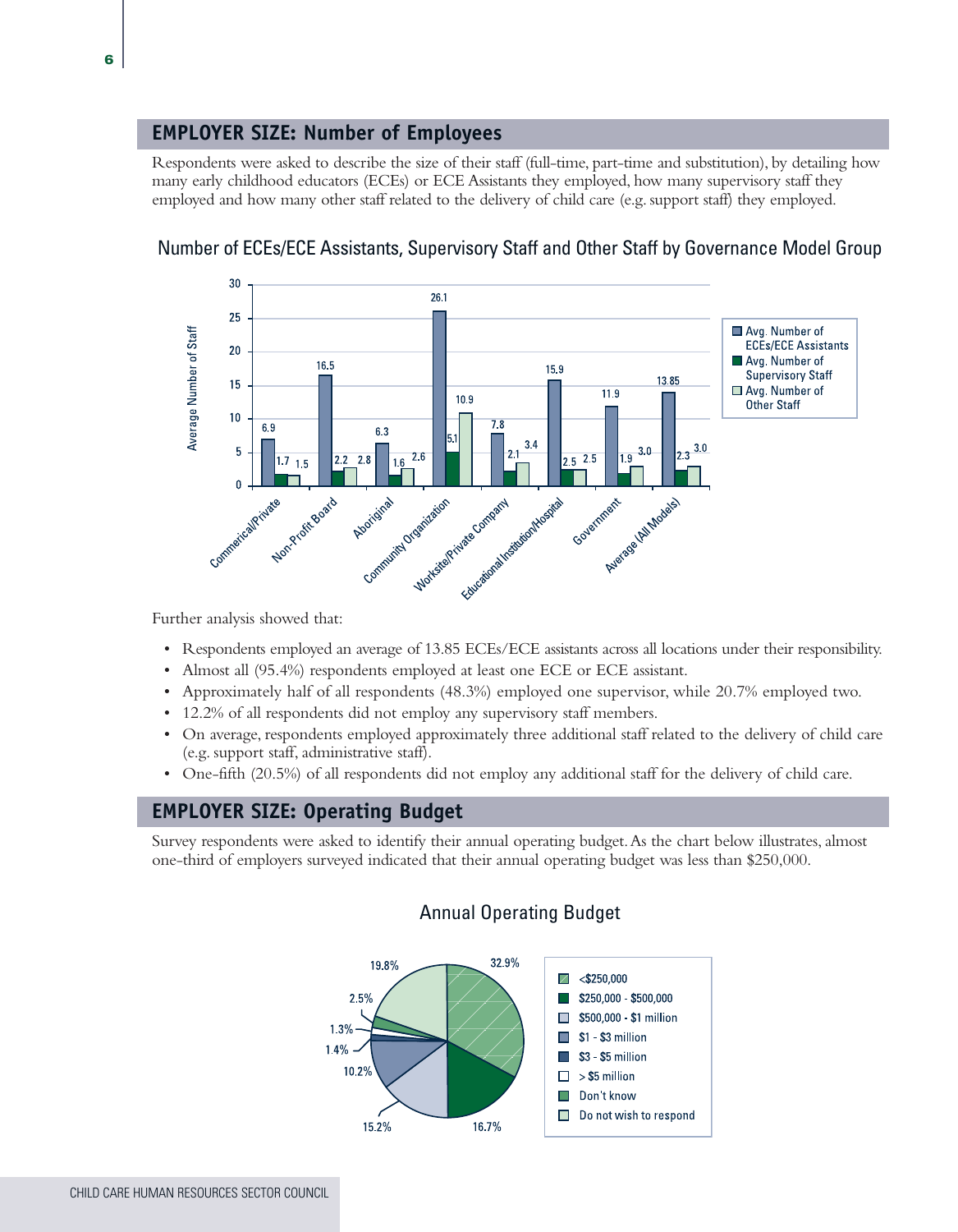## EMPLOYER SIZE: Number of Employees

Respondents were asked to describe the size of their staff (full-time, part-time and substitution), by detailing how many early childhood educators (ECEs) or ECE Assistants they employed, how many supervisory staff they employed and how many other staff related to the delivery of child care (e.g. support staff) they employed.

### Number of ECEs/ECE Assistants, Supervisory Staff and Other Staff by Governance Model Group

| Governance Model Group | Avg. Number of ECEs/ECE Assistants | Avg. Number of Supervisory Staff | Avg. Number of Other Staff |
|---|---|---|---|
| Commerical/Private | 6.9 | 1.7 | 1.5 |
| Non-Profit Board | 16.5 | 2.2 | 2.8 |
| Aboriginal | 6.3 | 1.6 | 2.6 |
| Community Organization | 26.1 | 5.1 | 10.9 |
| Worksite/Private Company | 7.8 | 2.1 | 3.4 |
| Educational Institution/Hospital | 15.9 | 2.5 | 2.5 |
| Government | 11.9 | 1.9 | 3.0 |
| Average (All Models) | 13.85 | 2.3 | 3.0 |

Further analysis showed that:

- Respondents employed an average of 13.85 ECEs/ECE assistants across all locations under their responsibility.
- Almost all (95.4%) respondents employed at least one ECE or ECE assistant.
- Approximately half of all respondents (48.3%) employed one supervisor, while 20.7% employed two.
- 12.2% of all respondents did not employ any supervisory staff members.
- On average, respondents employed approximately three additional staff related to the delivery of child care (e.g. support staff, administrative staff).
- One-fifth (20.5%) of all respondents did not employ any additional staff for the delivery of child care.

## EMPLOYER SIZE: Operating Budget

Survey respondents were asked to identify their annual operating budget. As the chart below illustrates, almost one-third of employers surveyed indicated that their annual operating budget was less than $250,000.

### Annual Operating Budget

| Annual Operating Budget | % |
|---|---|
| <$250,000 | 32.9% |
| $250,000 - $500,000 | 16.7% |
| $500,000 - $1 million | 15.2% |
| $1 - $3 million | 10.2% |
| $3 - $5 million | 1.4% |
| > $5 million | 1.3% |
| Don't know | 2.5% |
| Do not wish to respond | 19.8% |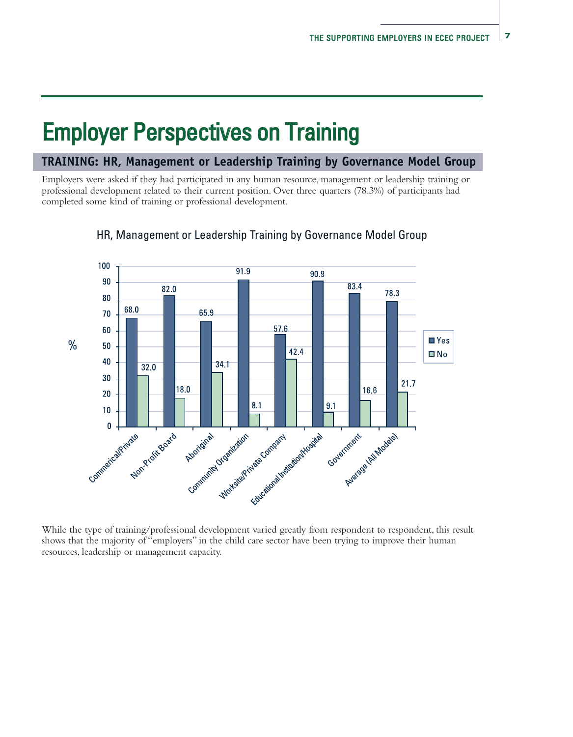# Employer Perspectives on Training

## TRAINING: HR, Management or Leadership Training by Governance Model Group

Employers were asked if they had participated in any human resource, management or leadership training or professional development related to their current position. Over three quarters (78.3%) of participants had completed some kind of training or professional development.

HR, Management or Leadership Training by Governance Model Group

| Governance Model Group | Yes (%) | No (%) |
|---|---|---|
| Commerical/Private | 68.0 | 32.0 |
| Non-Profit Board | 82.0 | 18.0 |
| Aboriginal | 65.9 | 34.1 |
| Community Organization | 91.9 | 8.1 |
| Worksite/Private Company | 57.6 | 42.4 |
| Educational Institution/Hospital | 90.9 | 9.1 |
| Government | 83.4 | 16.6 |
| Average (All Models) | 78.3 | 21.7 |

While the type of training/professional development varied greatly from respondent to respondent, this result shows that the majority of "employers" in the child care sector have been trying to improve their human resources, leadership or management capacity.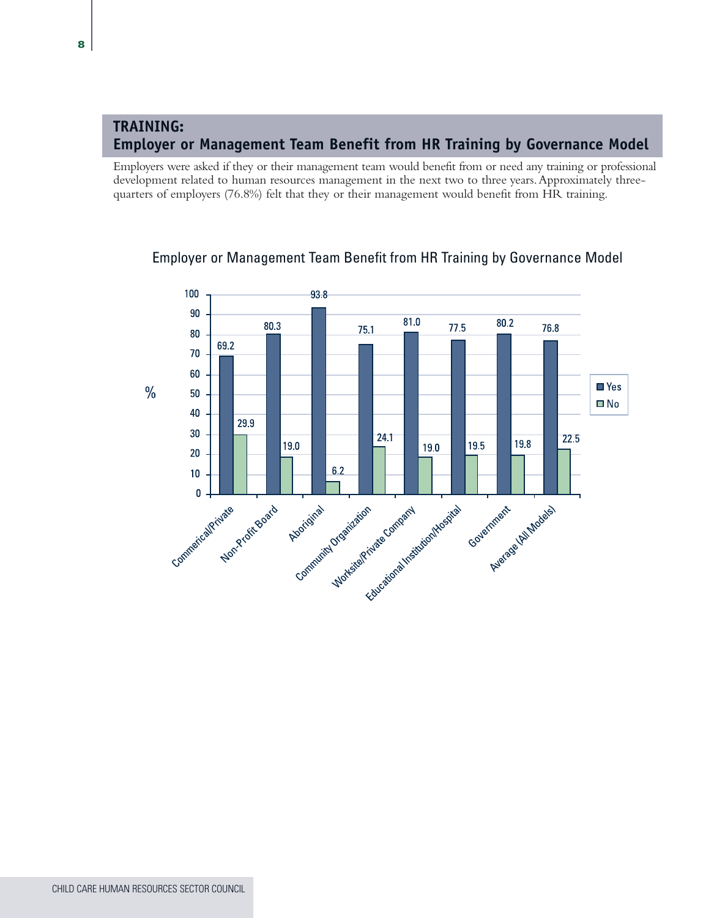## TRAINING:
## Employer or Management Team Benefit from HR Training by Governance Model

Employers were asked if they or their management team would benefit from or need any training or professional development related to human resources management in the next two to three years. Approximately three-quarters of employers (76.8%) felt that they or their management would benefit from HR training.

**Employer or Management Team Benefit from HR Training by Governance Model**

| Governance Model | Yes (%) | No (%) |
|---|---|---|
| Commerical/Private | 69.2 | 29.9 |
| Non-Profit Board | 80.3 | 19.0 |
| Aboriginal | 93.8 | 6.2 |
| Community Organization | 75.1 | 24.1 |
| Worksite/Private Company | 81.0 | 19.0 |
| Educational Institution/Hospital | 77.5 | 19.5 |
| Government | 80.2 | 19.8 |
| Average (All Models) | 76.8 | 22.5 |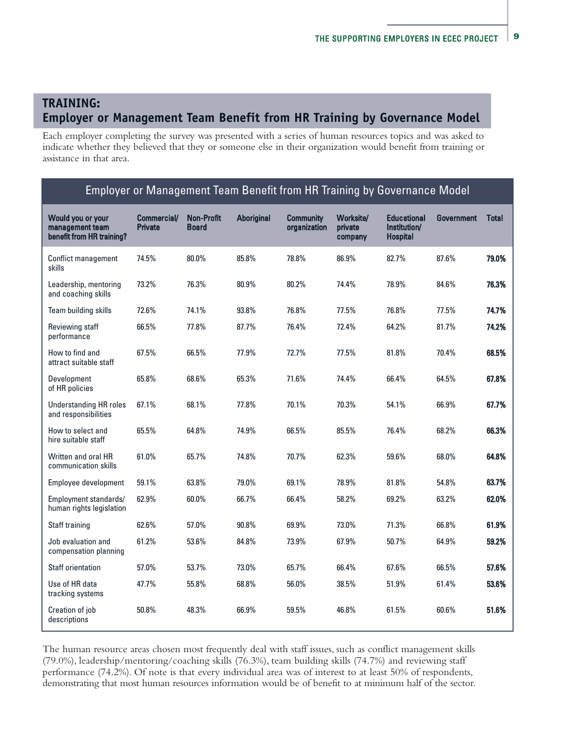## TRAINING: Employer or Management Team Benefit from HR Training by Governance Model

Each employer completing the survey was presented with a series of human resources topics and was asked to indicate whether they believed that they or someone else in their organization would benefit from training or assistance in that area.

**Employer or Management Team Benefit from HR Training by Governance Model**

| Would you or your management team benefit from HR training? | Commercial/ Private | Non-Profit Board | Aboriginal | Community organization | Worksite/ private company | Educational Institution/ Hospital | Government | Total |
|---|---|---|---|---|---|---|---|---|
| Conflict management skills | 74.5% | 80.0% | 85.8% | 78.8% | 86.9% | 82.7% | 87.6% | **79.0%** |
| Leadership, mentoring and coaching skills | 73.2% | 76.3% | 80.9% | 80.2% | 74.4% | 78.9% | 84.6% | **76.3%** |
| Team building skills | 72.6% | 74.1% | 93.8% | 76.8% | 77.5% | 76.8% | 77.5% | **74.7%** |
| Reviewing staff performance | 66.5% | 77.8% | 87.7% | 76.4% | 72.4% | 64.2% | 81.7% | **74.2%** |
| How to find and attract suitable staff | 67.5% | 66.5% | 77.9% | 72.7% | 77.5% | 81.8% | 70.4% | **68.5%** |
| Development of HR policies | 65.8% | 68.6% | 65.3% | 71.6% | 74.4% | 66.4% | 64.5% | **67.8%** |
| Understanding HR roles and responsibilities | 67.1% | 68.1% | 77.8% | 70.1% | 70.3% | 54.1% | 66.9% | **67.7%** |
| How to select and hire suitable staff | 65.5% | 64.8% | 74.9% | 66.5% | 85.5% | 76.4% | 68.2% | **66.3%** |
| Written and oral HR communication skills | 61.0% | 65.7% | 74.8% | 70.7% | 62.3% | 59.6% | 68.0% | **64.8%** |
| Employee development | 59.1% | 63.8% | 79.0% | 69.1% | 78.9% | 81.8% | 54.8% | **63.7%** |
| Employment standards/ human rights legislation | 62.9% | 60.0% | 66.7% | 66.4% | 58.2% | 69.2% | 63.2% | **62.0%** |
| Staff training | 62.6% | 57.0% | 90.8% | 69.9% | 73.0% | 71.3% | 66.8% | **61.9%** |
| Job evaluation and compensation planning | 61.2% | 53.6% | 84.8% | 73.9% | 67.9% | 50.7% | 64.9% | **59.2%** |
| Staff orientation | 57.0% | 53.7% | 73.0% | 65.7% | 66.4% | 67.6% | 66.5% | **57.6%** |
| Use of HR data tracking systems | 47.7% | 55.8% | 68.8% | 56.0% | 38.5% | 51.9% | 61.4% | **53.6%** |
| Creation of job descriptions | 50.8% | 48.3% | 66.9% | 59.5% | 46.8% | 61.5% | 60.6% | **51.6%** |

The human resource areas chosen most frequently deal with staff issues, such as conflict management skills (79.0%), leadership/mentoring/coaching skills (76.3%), team building skills (74.7%) and reviewing staff performance (74.2%). Of note is that every individual area was of interest to at least 50% of respondents, demonstrating that most human resources information would be of benefit to at minimum half of the sector.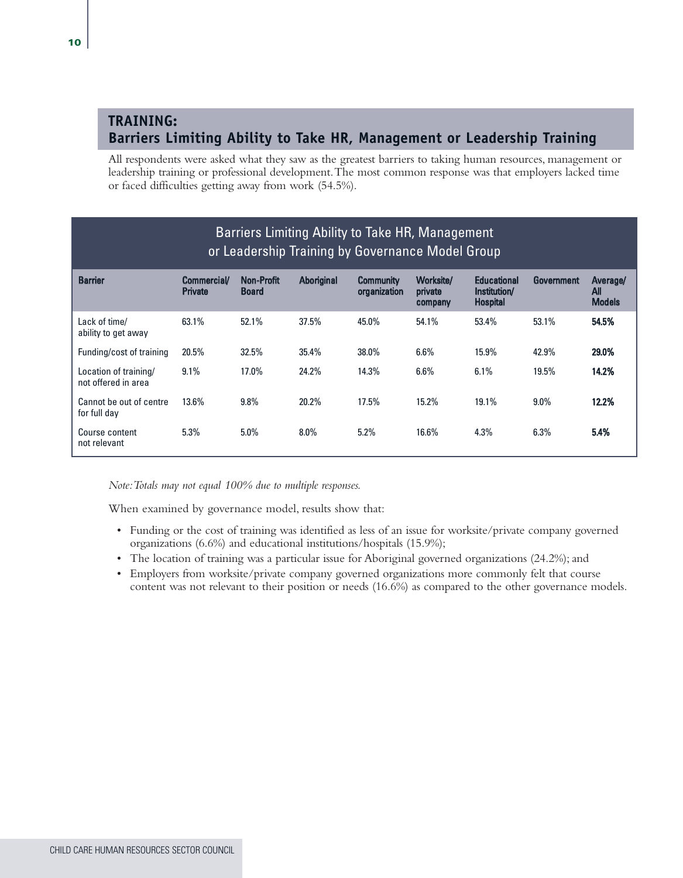## TRAINING:
## Barriers Limiting Ability to Take HR, Management or Leadership Training

All respondents were asked what they saw as the greatest barriers to taking human resources, management or leadership training or professional development. The most common response was that employers lacked time or faced difficulties getting away from work (54.5%).

### Barriers Limiting Ability to Take HR, Management or Leadership Training by Governance Model Group

| Barrier | Commercial/ Private | Non-Profit Board | Aboriginal | Community organization | Worksite/ private company | Educational Institution/ Hospital | Government | Average/ All Models |
|---|---|---|---|---|---|---|---|---|
| Lack of time/ ability to get away | 63.1% | 52.1% | 37.5% | 45.0% | 54.1% | 53.4% | 53.1% | **54.5%** |
| Funding/cost of training | 20.5% | 32.5% | 35.4% | 38.0% | 6.6% | 15.9% | 42.9% | **29.0%** |
| Location of training/ not offered in area | 9.1% | 17.0% | 24.2% | 14.3% | 6.6% | 6.1% | 19.5% | **14.2%** |
| Cannot be out of centre for full day | 13.6% | 9.8% | 20.2% | 17.5% | 15.2% | 19.1% | 9.0% | **12.2%** |
| Course content not relevant | 5.3% | 5.0% | 8.0% | 5.2% | 16.6% | 4.3% | 6.3% | **5.4%** |

*Note: Totals may not equal 100% due to multiple responses.*

When examined by governance model, results show that:

- Funding or the cost of training was identified as less of an issue for worksite/private company governed organizations (6.6%) and educational institutions/hospitals (15.9%);
- The location of training was a particular issue for Aboriginal governed organizations (24.2%); and
- Employers from worksite/private company governed organizations more commonly felt that course content was not relevant to their position or needs (16.6%) as compared to the other governance models.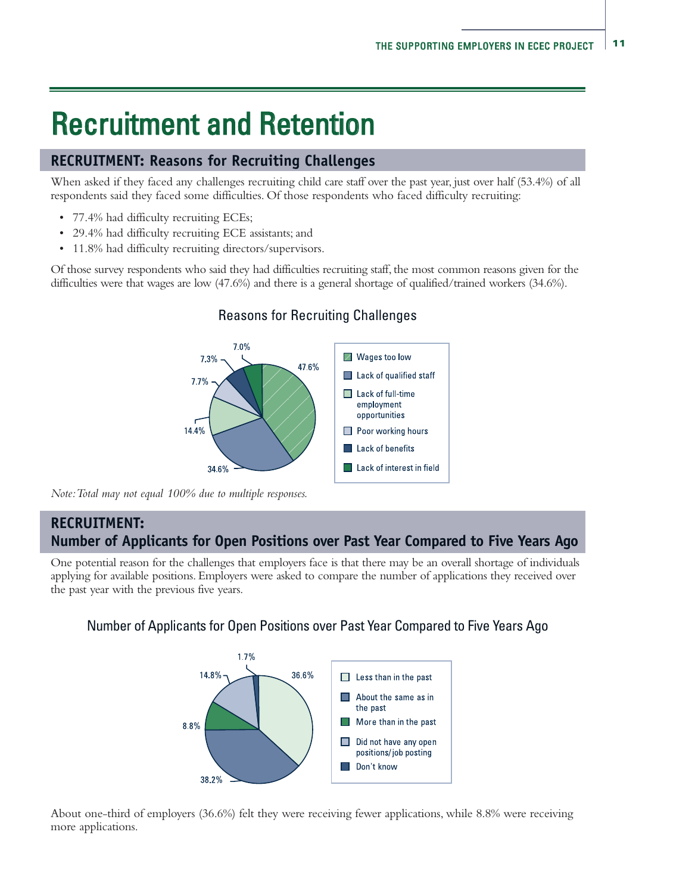# Recruitment and Retention

## RECRUITMENT: Reasons for Recruiting Challenges

When asked if they faced any challenges recruiting child care staff over the past year, just over half (53.4%) of all respondents said they faced some difficulties. Of those respondents who faced difficulty recruiting:

- 77.4% had difficulty recruiting ECEs;
- 29.4% had difficulty recruiting ECE assistants; and
- 11.8% had difficulty recruiting directors/supervisors.

Of those survey respondents who said they had difficulties recruiting staff, the most common reasons given for the difficulties were that wages are low (47.6%) and there is a general shortage of qualified/trained workers (34.6%).

### Reasons for Recruiting Challenges

| Reason | Percentage |
| --- | --- |
| Wages too low | 47.6% |
| Lack of qualified staff | 34.6% |
| Lack of full-time employment opportunities | 14.4% |
| Poor working hours | 7.7% |
| Lack of benefits | 7.3% |
| Lack of interest in field | 7.0% |

*Note: Total may not equal 100% due to multiple responses.*

## RECRUITMENT: Number of Applicants for Open Positions over Past Year Compared to Five Years Ago

One potential reason for the challenges that employers face is that there may be an overall shortage of individuals applying for available positions. Employers were asked to compare the number of applications they received over the past year with the previous five years.

### Number of Applicants for Open Positions over Past Year Compared to Five Years Ago

| Response | Percentage |
| --- | --- |
| Less than in the past | 36.6% |
| About the same as in the past | 38.2% |
| More than in the past | 8.8% |
| Did not have any open positions/job posting | 14.8% |
| Don't know | 1.7% |

About one-third of employers (36.6%) felt they were receiving fewer applications, while 8.8% were receiving more applications.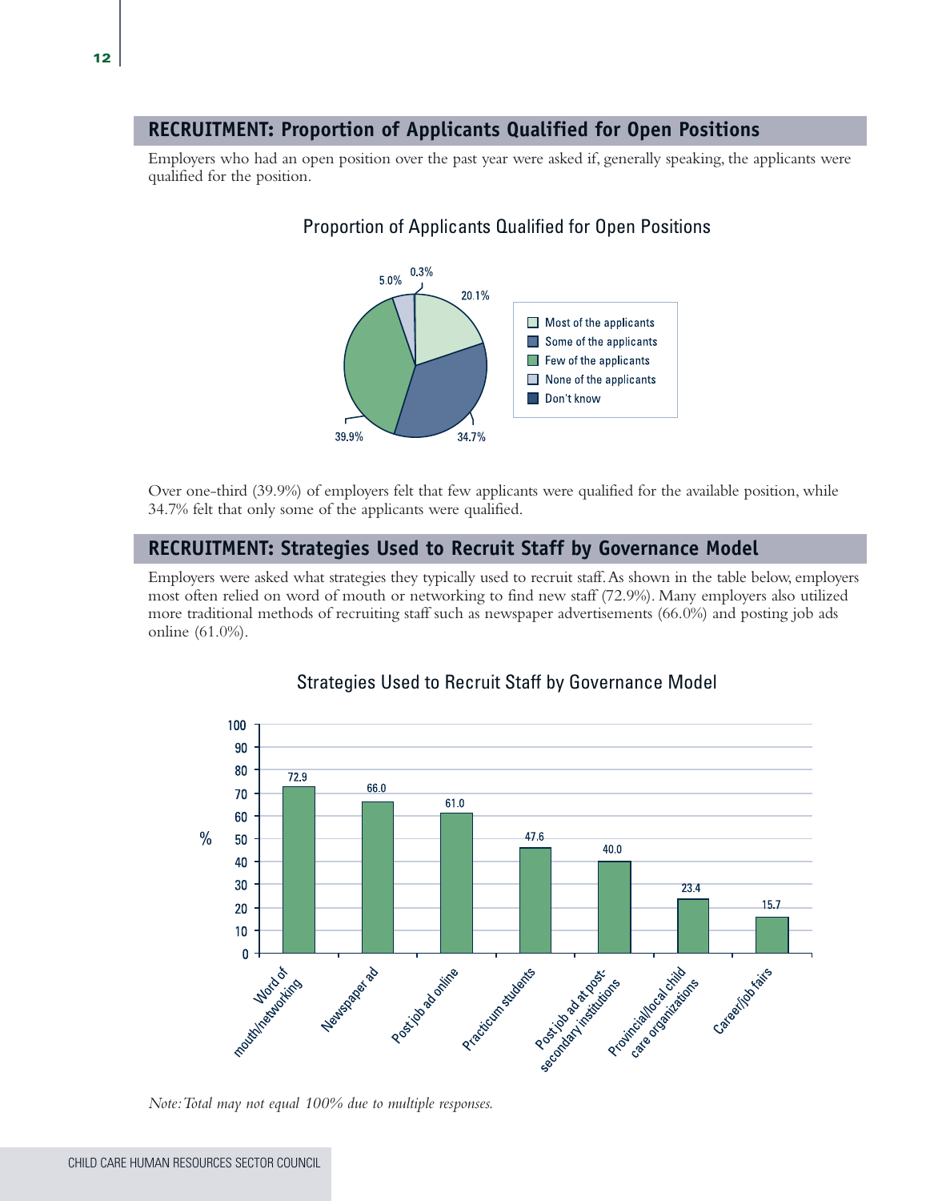## RECRUITMENT: Proportion of Applicants Qualified for Open Positions

Employers who had an open position over the past year were asked if, generally speaking, the applicants were qualified for the position.

### Proportion of Applicants Qualified for Open Positions

| Response | % |
|---|---|
| Most of the applicants | 20.1% |
| Some of the applicants | 34.7% |
| Few of the applicants | 39.9% |
| None of the applicants | 5.0% |
| Don't know | 0.3% |

Over one-third (39.9%) of employers felt that few applicants were qualified for the available position, while 34.7% felt that only some of the applicants were qualified.

## RECRUITMENT: Strategies Used to Recruit Staff by Governance Model

Employers were asked what strategies they typically used to recruit staff. As shown in the table below, employers most often relied on word of mouth or networking to find new staff (72.9%). Many employers also utilized more traditional methods of recruiting staff such as newspaper advertisements (66.0%) and posting job ads online (61.0%).

### Strategies Used to Recruit Staff by Governance Model

| Strategy | % |
|---|---|
| Word of mouth/networking | 72.9 |
| Newspaper ad | 66.0 |
| Post job ad online | 61.0 |
| Practicum students | 47.6 |
| Post job ad at post-secondary institutions | 40.0 |
| Provincial/local child care organizations | 23.4 |
| Career/job fairs | 15.7 |

*Note: Total may not equal 100% due to multiple responses.*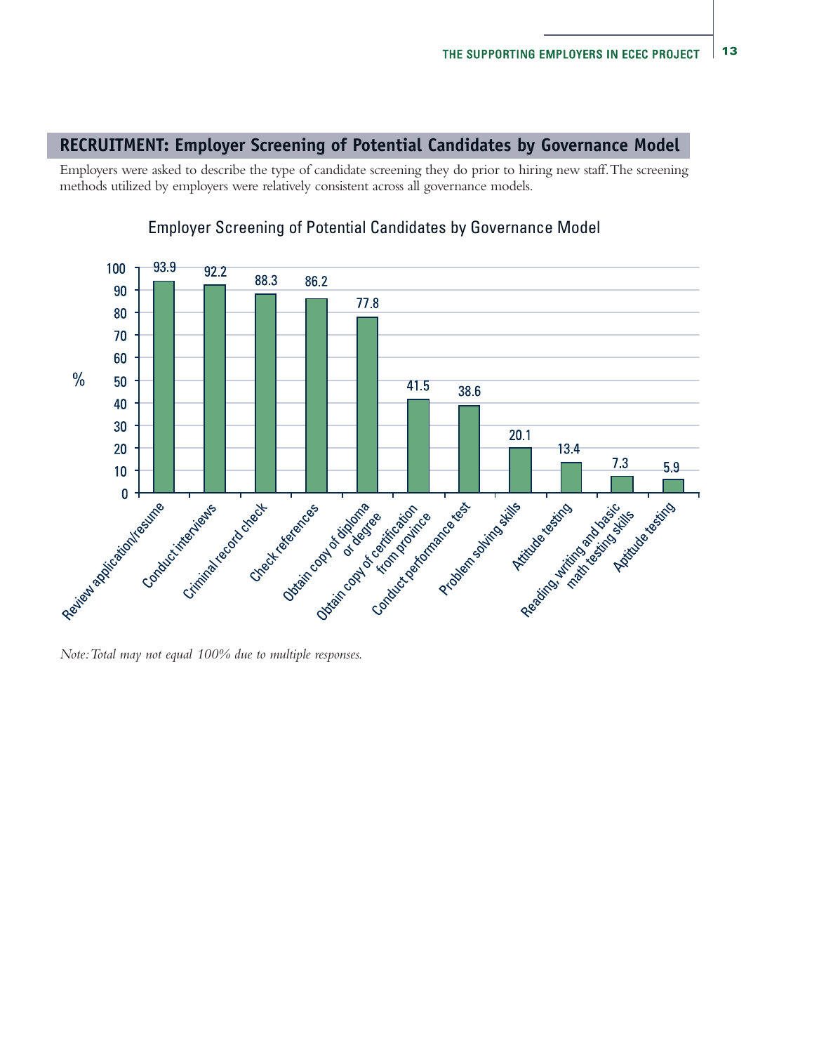## RECRUITMENT: Employer Screening of Potential Candidates by Governance Model

Employers were asked to describe the type of candidate screening they do prior to hiring new staff. The screening methods utilized by employers were relatively consistent across all governance models.

Employer Screening of Potential Candidates by Governance Model

| Screening method | % |
|---|---|
| Review application/resume | 93.9 |
| Conduct interviews | 92.2 |
| Criminal record check | 88.3 |
| Check references | 86.2 |
| Obtain copy of diploma or degree | 77.8 |
| Obtain copy of certification from province | 41.5 |
| Conduct performance test | 38.6 |
| Problem solving skills | 20.1 |
| Attitude testing | 13.4 |
| Reading, writing and basic math testing skills | 7.3 |
| Aptitude testing | 5.9 |

*Note: Total may not equal 100% due to multiple responses.*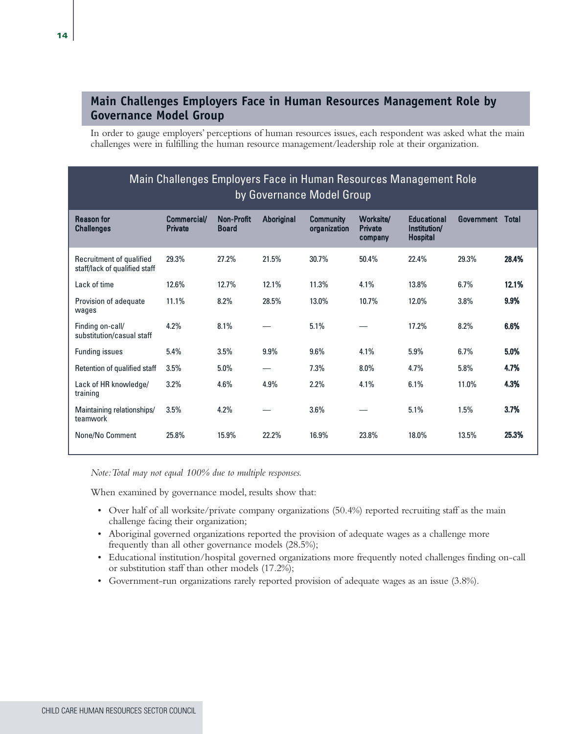## Main Challenges Employers Face in Human Resources Management Role by Governance Model Group

In order to gauge employers' perceptions of human resources issues, each respondent was asked what the main challenges were in fulfilling the human resource management/leadership role at their organization.

Main Challenges Employers Face in Human Resources Management Role by Governance Model Group

| Reason for Challenges | Commercial/ Private | Non-Profit Board | Aboriginal | Community organization | Worksite/ Private company | Educational Institution/ Hospital | Government | Total |
|---|---|---|---|---|---|---|---|---|
| Recruitment of qualified staff/lack of qualified staff | 29.3% | 27.2% | 21.5% | 30.7% | 50.4% | 22.4% | 29.3% | **28.4%** |
| Lack of time | 12.6% | 12.7% | 12.1% | 11.3% | 4.1% | 13.8% | 6.7% | **12.1%** |
| Provision of adequate wages | 11.1% | 8.2% | 28.5% | 13.0% | 10.7% | 12.0% | 3.8% | **9.9%** |
| Finding on-call/ substitution/casual staff | 4.2% | 8.1% | — | 5.1% | — | 17.2% | 8.2% | **6.6%** |
| Funding issues | 5.4% | 3.5% | 9.9% | 9.6% | 4.1% | 5.9% | 6.7% | **5.0%** |
| Retention of qualified staff | 3.5% | 5.0% | — | 7.3% | 8.0% | 4.7% | 5.8% | **4.7%** |
| Lack of HR knowledge/ training | 3.2% | 4.6% | 4.9% | 2.2% | 4.1% | 6.1% | 11.0% | **4.3%** |
| Maintaining relationships/ teamwork | 3.5% | 4.2% | — | 3.6% | — | 5.1% | 1.5% | **3.7%** |
| None/No Comment | 25.8% | 15.9% | 22.2% | 16.9% | 23.8% | 18.0% | 13.5% | **25.3%** |

*Note: Total may not equal 100% due to multiple responses.*

When examined by governance model, results show that:

- Over half of all worksite/private company organizations (50.4%) reported recruiting staff as the main challenge facing their organization;
- Aboriginal governed organizations reported the provision of adequate wages as a challenge more frequently than all other governance models (28.5%);
- Educational institution/hospital governed organizations more frequently noted challenges finding on-call or substitution staff than other models (17.2%);
- Government-run organizations rarely reported provision of adequate wages as an issue (3.8%).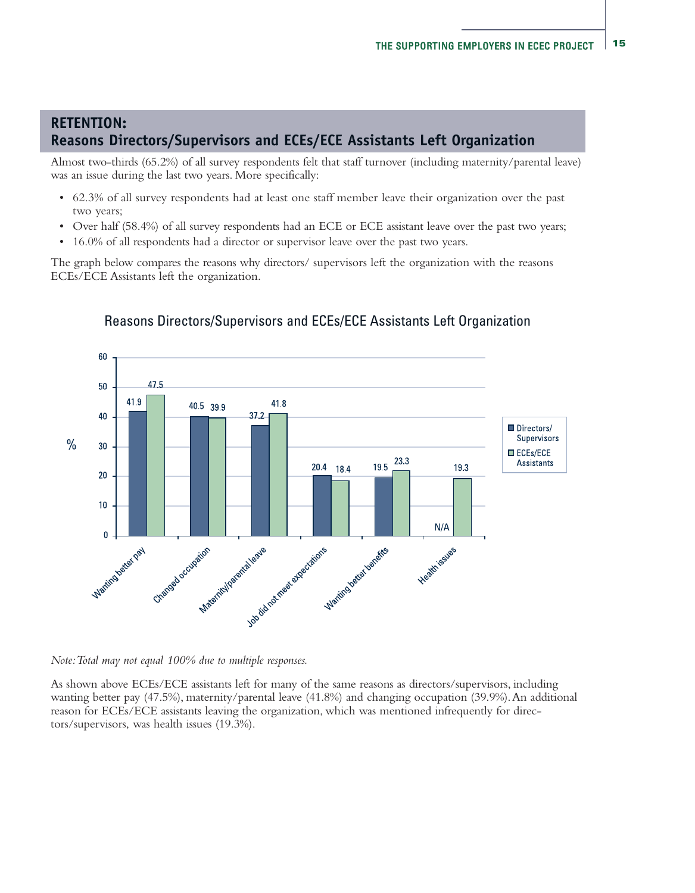## RETENTION:
## Reasons Directors/Supervisors and ECEs/ECE Assistants Left Organization

Almost two-thirds (65.2%) of all survey respondents felt that staff turnover (including maternity/parental leave) was an issue during the last two years. More specifically:

- 62.3% of all survey respondents had at least one staff member leave their organization over the past two years;
- Over half (58.4%) of all survey respondents had an ECE or ECE assistant leave over the past two years;
- 16.0% of all respondents had a director or supervisor leave over the past two years.

The graph below compares the reasons why directors/ supervisors left the organization with the reasons ECEs/ECE Assistants left the organization.

### Reasons Directors/Supervisors and ECEs/ECE Assistants Left Organization

| Reason | Directors/ Supervisors (%) | ECEs/ECE Assistants (%) |
|---|---|---|
| Wanting better pay | 41.9 | 47.5 |
| Changed occupation | 40.5 | 39.9 |
| Maternity/parental leave | 37.2 | 41.8 |
| Job did not meet expectations | 20.4 | 18.4 |
| Wanting better benefits | 19.5 | 23.3 |
| Health issues | N/A | 19.3 |

*Note: Total may not equal 100% due to multiple responses.*

As shown above ECEs/ECE assistants left for many of the same reasons as directors/supervisors, including wanting better pay (47.5%), maternity/parental leave (41.8%) and changing occupation (39.9%). An additional reason for ECEs/ECE assistants leaving the organization, which was mentioned infrequently for directors/supervisors, was health issues (19.3%).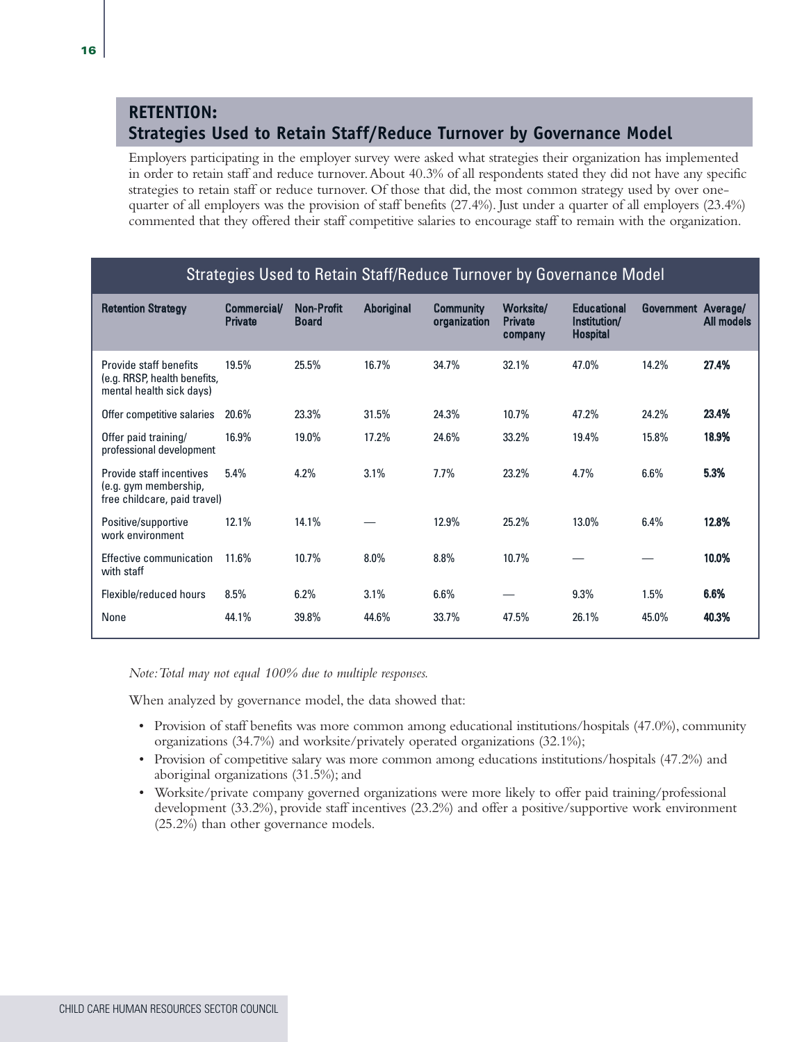## RETENTION: Strategies Used to Retain Staff/Reduce Turnover by Governance Model

Employers participating in the employer survey were asked what strategies their organization has implemented in order to retain staff and reduce turnover. About 40.3% of all respondents stated they did not have any specific strategies to retain staff or reduce turnover. Of those that did, the most common strategy used by over one-quarter of all employers was the provision of staff benefits (27.4%). Just under a quarter of all employers (23.4%) commented that they offered their staff competitive salaries to encourage staff to remain with the organization.

**Strategies Used to Retain Staff/Reduce Turnover by Governance Model**

| Retention Strategy | Commercial/ Private | Non-Profit Board | Aboriginal | Community organization | Worksite/ Private company | Educational Institution/ Hospital | Government | Average/ All models |
|---|---|---|---|---|---|---|---|---|
| Provide staff benefits (e.g. RRSP, health benefits, mental health sick days) | 19.5% | 25.5% | 16.7% | 34.7% | 32.1% | 47.0% | 14.2% | **27.4%** |
| Offer competitive salaries | 20.6% | 23.3% | 31.5% | 24.3% | 10.7% | 47.2% | 24.2% | **23.4%** |
| Offer paid training/ professional development | 16.9% | 19.0% | 17.2% | 24.6% | 33.2% | 19.4% | 15.8% | **18.9%** |
| Provide staff incentives (e.g. gym membership, free childcare, paid travel) | 5.4% | 4.2% | 3.1% | 7.7% | 23.2% | 4.7% | 6.6% | **5.3%** |
| Positive/supportive work environment | 12.1% | 14.1% | — | 12.9% | 25.2% | 13.0% | 6.4% | **12.8%** |
| Effective communication with staff | 11.6% | 10.7% | 8.0% | 8.8% | 10.7% | — | — | **10.0%** |
| Flexible/reduced hours | 8.5% | 6.2% | 3.1% | 6.6% | — | 9.3% | 1.5% | **6.6%** |
| None | 44.1% | 39.8% | 44.6% | 33.7% | 47.5% | 26.1% | 45.0% | **40.3%** |

*Note: Total may not equal 100% due to multiple responses.*

When analyzed by governance model, the data showed that:

- Provision of staff benefits was more common among educational institutions/hospitals (47.0%), community organizations (34.7%) and worksite/privately operated organizations (32.1%);
- Provision of competitive salary was more common among educations institutions/hospitals (47.2%) and aboriginal organizations (31.5%); and
- Worksite/private company governed organizations were more likely to offer paid training/professional development (33.2%), provide staff incentives (23.2%) and offer a positive/supportive work environment (25.2%) than other governance models.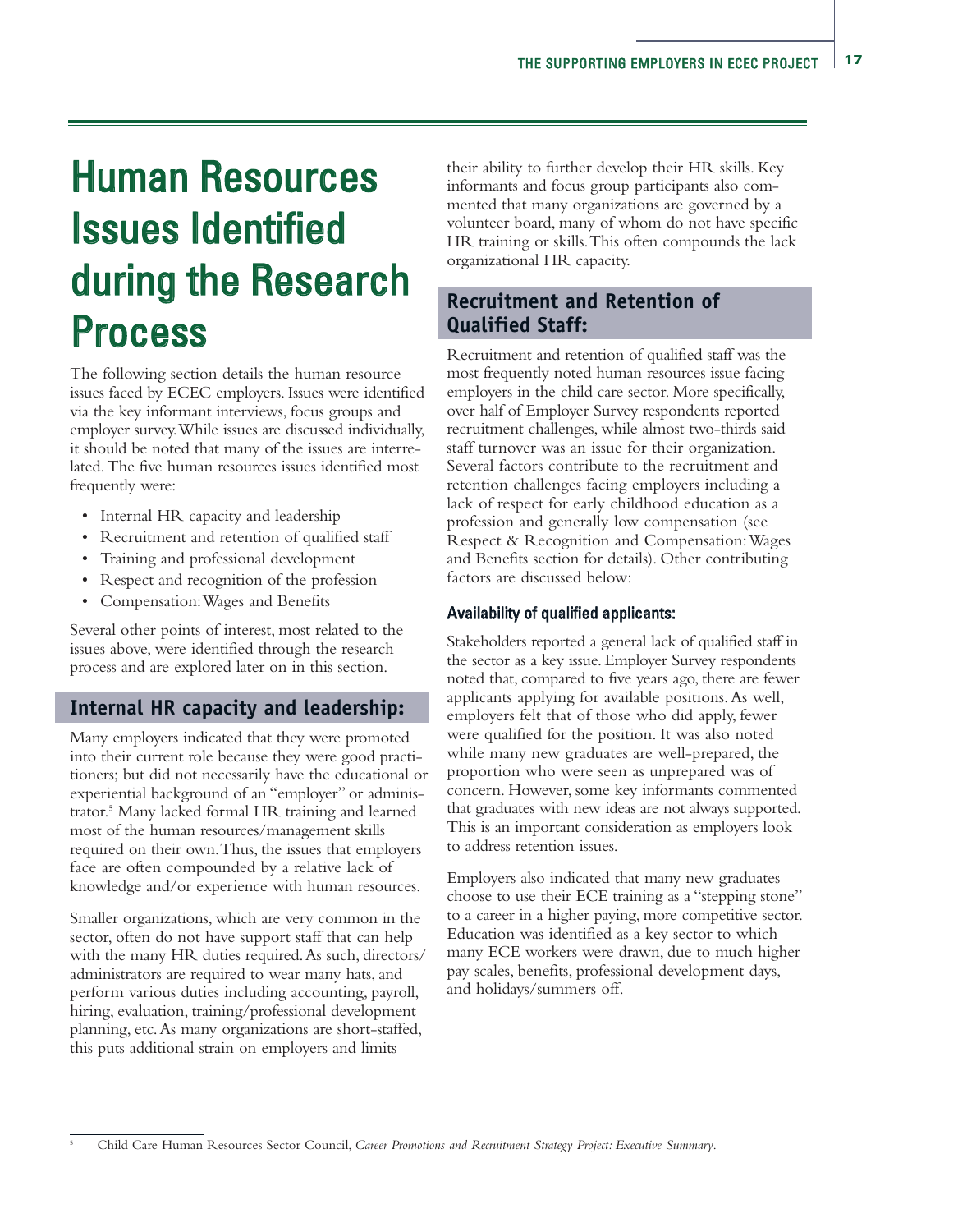# Human Resources Issues Identified during the Research Process

The following section details the human resource issues faced by ECEC employers. Issues were identified via the key informant interviews, focus groups and employer survey. While issues are discussed individually, it should be noted that many of the issues are interrelated. The five human resources issues identified most frequently were:

- Internal HR capacity and leadership
- Recruitment and retention of qualified staff
- Training and professional development
- Respect and recognition of the profession
- Compensation: Wages and Benefits

Several other points of interest, most related to the issues above, were identified through the research process and are explored later on in this section.

## Internal HR capacity and leadership:

Many employers indicated that they were promoted into their current role because they were good practitioners; but did not necessarily have the educational or experiential background of an "employer" or administrator.[5] Many lacked formal HR training and learned most of the human resources/management skills required on their own. Thus, the issues that employers face are often compounded by a relative lack of knowledge and/or experience with human resources.

Smaller organizations, which are very common in the sector, often do not have support staff that can help with the many HR duties required. As such, directors/administrators are required to wear many hats, and perform various duties including accounting, payroll, hiring, evaluation, training/professional development planning, etc. As many organizations are short-staffed, this puts additional strain on employers and limits their ability to further develop their HR skills. Key informants and focus group participants also commented that many organizations are governed by a volunteer board, many of whom do not have specific HR training or skills. This often compounds the lack organizational HR capacity.

## Recruitment and Retention of Qualified Staff:

Recruitment and retention of qualified staff was the most frequently noted human resources issue facing employers in the child care sector. More specifically, over half of Employer Survey respondents reported recruitment challenges, while almost two-thirds said staff turnover was an issue for their organization. Several factors contribute to the recruitment and retention challenges facing employers including a lack of respect for early childhood education as a profession and generally low compensation (see Respect & Recognition and Compensation: Wages and Benefits section for details). Other contributing factors are discussed below:

### Availability of qualified applicants:

Stakeholders reported a general lack of qualified staff in the sector as a key issue. Employer Survey respondents noted that, compared to five years ago, there are fewer applicants applying for available positions. As well, employers felt that of those who did apply, fewer were qualified for the position. It was also noted while many new graduates are well-prepared, the proportion who were seen as unprepared was of concern. However, some key informants commented that graduates with new ideas are not always supported. This is an important consideration as employers look to address retention issues.

Employers also indicated that many new graduates choose to use their ECE training as a "stepping stone" to a career in a higher paying, more competitive sector. Education was identified as a key sector to which many ECE workers were drawn, due to much higher pay scales, benefits, professional development days, and holidays/summers off.

---

[5] Child Care Human Resources Sector Council, *Career Promotions and Recruitment Strategy Project: Executive Summary*.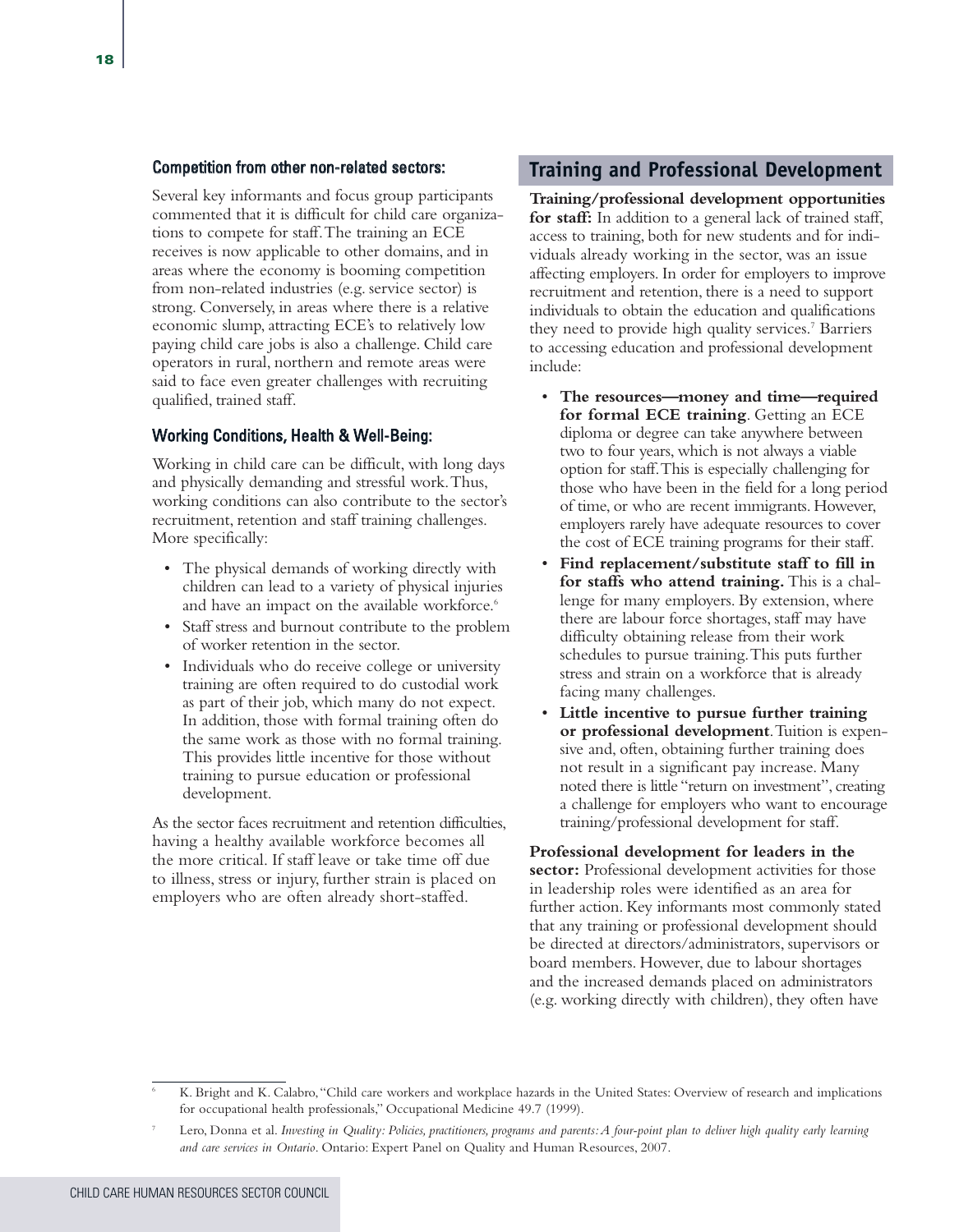### Competition from other non-related sectors:

Several key informants and focus group participants commented that it is difficult for child care organizations to compete for staff. The training an ECE receives is now applicable to other domains, and in areas where the economy is booming competition from non-related industries (e.g. service sector) is strong. Conversely, in areas where there is a relative economic slump, attracting ECE's to relatively low paying child care jobs is also a challenge. Child care operators in rural, northern and remote areas were said to face even greater challenges with recruiting qualified, trained staff.

### Working Conditions, Health & Well-Being:

Working in child care can be difficult, with long days and physically demanding and stressful work. Thus, working conditions can also contribute to the sector's recruitment, retention and staff training challenges. More specifically:

- The physical demands of working directly with children can lead to a variety of physical injuries and have an impact on the available workforce.[6]
- Staff stress and burnout contribute to the problem of worker retention in the sector.
- Individuals who do receive college or university training are often required to do custodial work as part of their job, which many do not expect. In addition, those with formal training often do the same work as those with no formal training. This provides little incentive for those without training to pursue education or professional development.

As the sector faces recruitment and retention difficulties, having a healthy available workforce becomes all the more critical. If staff leave or take time off due to illness, stress or injury, further strain is placed on employers who are often already short-staffed.

## Training and Professional Development

**Training/professional development opportunities for staff:** In addition to a general lack of trained staff, access to training, both for new students and for individuals already working in the sector, was an issue affecting employers. In order for employers to improve recruitment and retention, there is a need to support individuals to obtain the education and qualifications they need to provide high quality services.[7] Barriers to accessing education and professional development include:

- **The resources—money and time—required for formal ECE training**. Getting an ECE diploma or degree can take anywhere between two to four years, which is not always a viable option for staff. This is especially challenging for those who have been in the field for a long period of time, or who are recent immigrants. However, employers rarely have adequate resources to cover the cost of ECE training programs for their staff.
- **Find replacement/substitute staff to fill in for staffs who attend training.** This is a challenge for many employers. By extension, where there are labour force shortages, staff may have difficulty obtaining release from their work schedules to pursue training. This puts further stress and strain on a workforce that is already facing many challenges.
- **Little incentive to pursue further training or professional development**. Tuition is expensive and, often, obtaining further training does not result in a significant pay increase. Many noted there is little "return on investment", creating a challenge for employers who want to encourage training/professional development for staff.

**Professional development for leaders in the sector:** Professional development activities for those in leadership roles were identified as an area for further action. Key informants most commonly stated that any training or professional development should be directed at directors/administrators, supervisors or board members. However, due to labour shortages and the increased demands placed on administrators (e.g. working directly with children), they often have

---

[6] K. Bright and K. Calabro, "Child care workers and workplace hazards in the United States: Overview of research and implications for occupational health professionals," Occupational Medicine 49.7 (1999).

[7] Lero, Donna et al. *Investing in Quality: Policies, practitioners, programs and parents: A four-point plan to deliver high quality early learning and care services in Ontario*. Ontario: Expert Panel on Quality and Human Resources, 2007.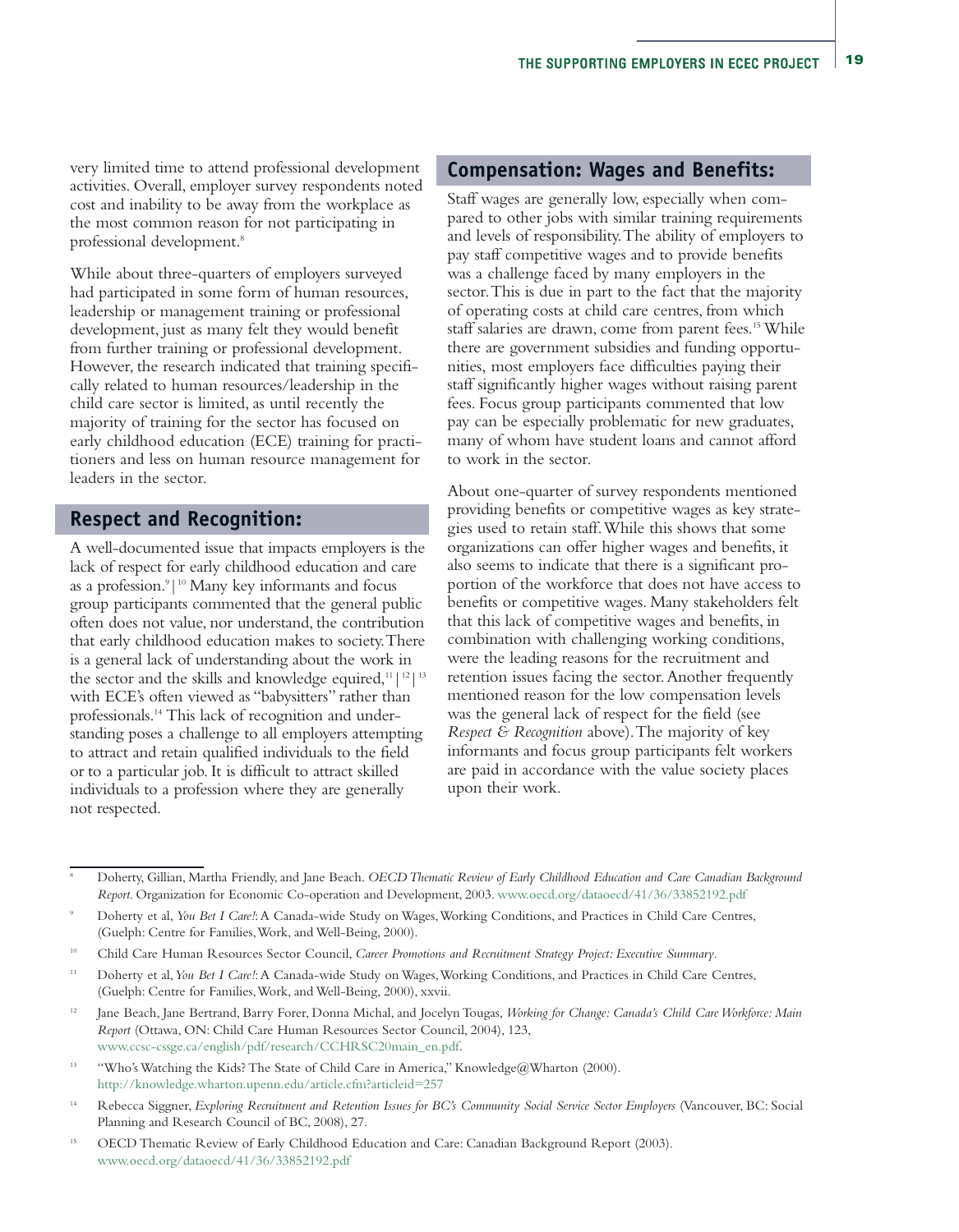very limited time to attend professional development activities. Overall, employer survey respondents noted cost and inability to be away from the workplace as the most common reason for not participating in professional development.[8]

While about three-quarters of employers surveyed had participated in some form of human resources, leadership or management training or professional development, just as many felt they would benefit from further training or professional development. However, the research indicated that training specifically related to human resources/leadership in the child care sector is limited, as until recently the majority of training for the sector has focused on early childhood education (ECE) training for practitioners and less on human resource management for leaders in the sector.

## Respect and Recognition:

A well-documented issue that impacts employers is the lack of respect for early childhood education and care as a profession.[9|10] Many key informants and focus group participants commented that the general public often does not value, nor understand, the contribution that early childhood education makes to society. There is a general lack of understanding about the work in the sector and the skills and knowledge equired,[11|12|13] with ECE's often viewed as "babysitters" rather than professionals.[14] This lack of recognition and understanding poses a challenge to all employers attempting to attract and retain qualified individuals to the field or to a particular job. It is difficult to attract skilled individuals to a profession where they are generally not respected.

## Compensation: Wages and Benefits:

Staff wages are generally low, especially when compared to other jobs with similar training requirements and levels of responsibility. The ability of employers to pay staff competitive wages and to provide benefits was a challenge faced by many employers in the sector. This is due in part to the fact that the majority of operating costs at child care centres, from which staff salaries are drawn, come from parent fees.[15] While there are government subsidies and funding opportunities, most employers face difficulties paying their staff significantly higher wages without raising parent fees. Focus group participants commented that low pay can be especially problematic for new graduates, many of whom have student loans and cannot afford to work in the sector.

About one-quarter of survey respondents mentioned providing benefits or competitive wages as key strategies used to retain staff. While this shows that some organizations can offer higher wages and benefits, it also seems to indicate that there is a significant proportion of the workforce that does not have access to benefits or competitive wages. Many stakeholders felt that this lack of competitive wages and benefits, in combination with challenging working conditions, were the leading reasons for the recruitment and retention issues facing the sector. Another frequently mentioned reason for the low compensation levels was the general lack of respect for the field (see *Respect & Recognition* above). The majority of key informants and focus group participants felt workers are paid in accordance with the value society places upon their work.

---

[8] Doherty, Gillian, Martha Friendly, and Jane Beach. *OECD Thematic Review of Early Childhood Education and Care Canadian Background Report*. Organization for Economic Co-operation and Development, 2003. www.oecd.org/dataoecd/41/36/33852192.pdf

[9] Doherty et al, *You Bet I Care!*: A Canada-wide Study on Wages, Working Conditions, and Practices in Child Care Centres, (Guelph: Centre for Families, Work, and Well-Being, 2000).

[10] Child Care Human Resources Sector Council, *Career Promotions and Recruitment Strategy Project: Executive Summary*.

[11] Doherty et al, *You Bet I Care!*: A Canada-wide Study on Wages, Working Conditions, and Practices in Child Care Centres, (Guelph: Centre for Families, Work, and Well-Being, 2000), xxvii.

[12] Jane Beach, Jane Bertrand, Barry Forer, Donna Michal, and Jocelyn Tougas, *Working for Change: Canada's Child Care Workforce: Main Report* (Ottawa, ON: Child Care Human Resources Sector Council, 2004), 123, www.ccsc-cssge.ca/english/pdf/research/CCHRSC20main_en.pdf.

[13] "Who's Watching the Kids? The State of Child Care in America," Knowledge@Wharton (2000). http://knowledge.wharton.upenn.edu/article.cfm?articleid=257

[14] Rebecca Siggner, *Exploring Recruitment and Retention Issues for BC's Community Social Service Sector Employers* (Vancouver, BC: Social Planning and Research Council of BC, 2008), 27.

[15] OECD Thematic Review of Early Childhood Education and Care: Canadian Background Report (2003). www.oecd.org/dataoecd/41/36/33852192.pdf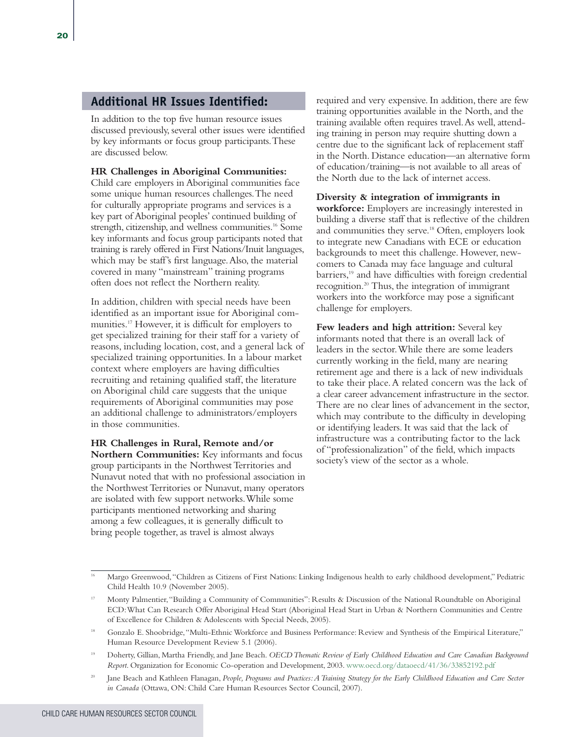## Additional HR Issues Identified:

In addition to the top five human resource issues discussed previously, several other issues were identified by key informants or focus group participants. These are discussed below.

**HR Challenges in Aboriginal Communities:** Child care employers in Aboriginal communities face some unique human resources challenges. The need for culturally appropriate programs and services is a key part of Aboriginal peoples' continued building of strength, citizenship, and wellness communities.[16] Some key informants and focus group participants noted that training is rarely offered in First Nations/Inuit languages, which may be staff's first language. Also, the material covered in many "mainstream" training programs often does not reflect the Northern reality.

In addition, children with special needs have been identified as an important issue for Aboriginal communities.[17] However, it is difficult for employers to get specialized training for their staff for a variety of reasons, including location, cost, and a general lack of specialized training opportunities. In a labour market context where employers are having difficulties recruiting and retaining qualified staff, the literature on Aboriginal child care suggests that the unique requirements of Aboriginal communities may pose an additional challenge to administrators/employers in those communities.

**HR Challenges in Rural, Remote and/or Northern Communities:** Key informants and focus group participants in the Northwest Territories and Nunavut noted that with no professional association in the Northwest Territories or Nunavut, many operators are isolated with few support networks. While some participants mentioned networking and sharing among a few colleagues, it is generally difficult to bring people together, as travel is almost always required and very expensive. In addition, there are few training opportunities available in the North, and the training available often requires travel. As well, attending training in person may require shutting down a centre due to the significant lack of replacement staff in the North. Distance education—an alternative form of education/training—is not available to all areas of the North due to the lack of internet access.

**Diversity & integration of immigrants in workforce:** Employers are increasingly interested in building a diverse staff that is reflective of the children and communities they serve.[18] Often, employers look to integrate new Canadians with ECE or education backgrounds to meet this challenge. However, newcomers to Canada may face language and cultural barriers,[19] and have difficulties with foreign credential recognition.[20] Thus, the integration of immigrant workers into the workforce may pose a significant challenge for employers.

**Few leaders and high attrition:** Several key informants noted that there is an overall lack of leaders in the sector. While there are some leaders currently working in the field, many are nearing retirement age and there is a lack of new individuals to take their place. A related concern was the lack of a clear career advancement infrastructure in the sector. There are no clear lines of advancement in the sector, which may contribute to the difficulty in developing or identifying leaders. It was said that the lack of infrastructure was a contributing factor to the lack of "professionalization" of the field, which impacts society's view of the sector as a whole.

---

[16] Margo Greenwood, "Children as Citizens of First Nations: Linking Indigenous health to early childhood development," Pediatric Child Health 10.9 (November 2005).

[17] Monty Palmentier, "Building a Community of Communities": Results & Discussion of the National Roundtable on Aboriginal ECD: What Can Research Offer Aboriginal Head Start (Aboriginal Head Start in Urban & Northern Communities and Centre of Excellence for Children & Adolescents with Special Needs, 2005).

[18] Gonzalo E. Shoobridge, "Multi-Ethnic Workforce and Business Performance: Review and Synthesis of the Empirical Literature," Human Resource Development Review 5.1 (2006).

[19] Doherty, Gillian, Martha Friendly, and Jane Beach. *OECD Thematic Review of Early Childhood Education and Care Canadian Background Report*. Organization for Economic Co-operation and Development, 2003. www.oecd.org/dataoecd/41/36/33852192.pdf

[20] Jane Beach and Kathleen Flanagan, *People, Programs and Practices: A Training Strategy for the Early Childhood Education and Care Sector in Canada* (Ottawa, ON: Child Care Human Resources Sector Council, 2007).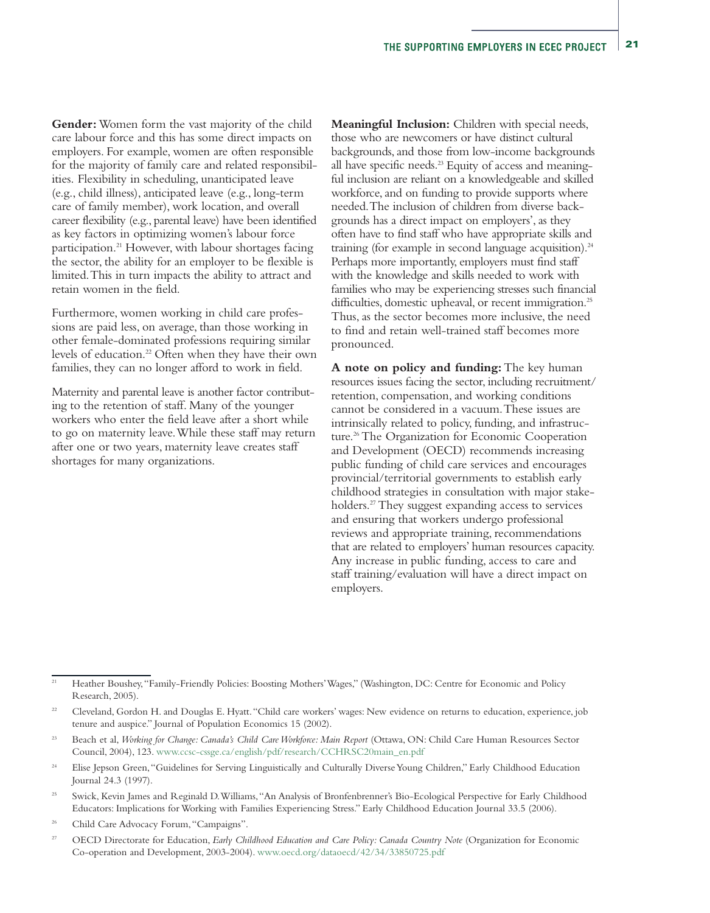**Gender:** Women form the vast majority of the child care labour force and this has some direct impacts on employers. For example, women are often responsible for the majority of family care and related responsibilities. Flexibility in scheduling, unanticipated leave (e.g., child illness), anticipated leave (e.g., long-term care of family member), work location, and overall career flexibility (e.g., parental leave) have been identified as key factors in optimizing women's labour force participation.[21] However, with labour shortages facing the sector, the ability for an employer to be flexible is limited. This in turn impacts the ability to attract and retain women in the field.

Furthermore, women working in child care professions are paid less, on average, than those working in other female-dominated professions requiring similar levels of education.[22] Often when they have their own families, they can no longer afford to work in field.

Maternity and parental leave is another factor contributing to the retention of staff. Many of the younger workers who enter the field leave after a short while to go on maternity leave. While these staff may return after one or two years, maternity leave creates staff shortages for many organizations.

**Meaningful Inclusion:** Children with special needs, those who are newcomers or have distinct cultural backgrounds, and those from low-income backgrounds all have specific needs.[23] Equity of access and meaningful inclusion are reliant on a knowledgeable and skilled workforce, and on funding to provide supports where needed. The inclusion of children from diverse backgrounds has a direct impact on employers', as they often have to find staff who have appropriate skills and training (for example in second language acquisition).[24] Perhaps more importantly, employers must find staff with the knowledge and skills needed to work with families who may be experiencing stresses such financial difficulties, domestic upheaval, or recent immigration.[25] Thus, as the sector becomes more inclusive, the need to find and retain well-trained staff becomes more pronounced.

**A note on policy and funding:** The key human resources issues facing the sector, including recruitment/retention, compensation, and working conditions cannot be considered in a vacuum. These issues are intrinsically related to policy, funding, and infrastructure.[26] The Organization for Economic Cooperation and Development (OECD) recommends increasing public funding of child care services and encourages provincial/territorial governments to establish early childhood strategies in consultation with major stakeholders.[27] They suggest expanding access to services and ensuring that workers undergo professional reviews and appropriate training, recommendations that are related to employers' human resources capacity. Any increase in public funding, access to care and staff training/evaluation will have a direct impact on employers.

---

[21] Heather Boushey, "Family-Friendly Policies: Boosting Mothers' Wages," (Washington, DC: Centre for Economic and Policy Research, 2005).

[22] Cleveland, Gordon H. and Douglas E. Hyatt. "Child care workers' wages: New evidence on returns to education, experience, job tenure and auspice." Journal of Population Economics 15 (2002).

[23] Beach et al, *Working for Change: Canada's Child Care Workforce: Main Report* (Ottawa, ON: Child Care Human Resources Sector Council, 2004), 123. www.ccsc-cssge.ca/english/pdf/research/CCHRSC20main_en.pdf

[24] Elise Jepson Green, "Guidelines for Serving Linguistically and Culturally Diverse Young Children," Early Childhood Education Journal 24.3 (1997).

[25] Swick, Kevin James and Reginald D. Williams, "An Analysis of Bronfenbrenner's Bio-Ecological Perspective for Early Childhood Educators: Implications for Working with Families Experiencing Stress." Early Childhood Education Journal 33.5 (2006).

[26] Child Care Advocacy Forum, "Campaigns".

[27] OECD Directorate for Education, *Early Childhood Education and Care Policy: Canada Country Note* (Organization for Economic Co-operation and Development, 2003-2004). www.oecd.org/dataoecd/42/34/33850725.pdf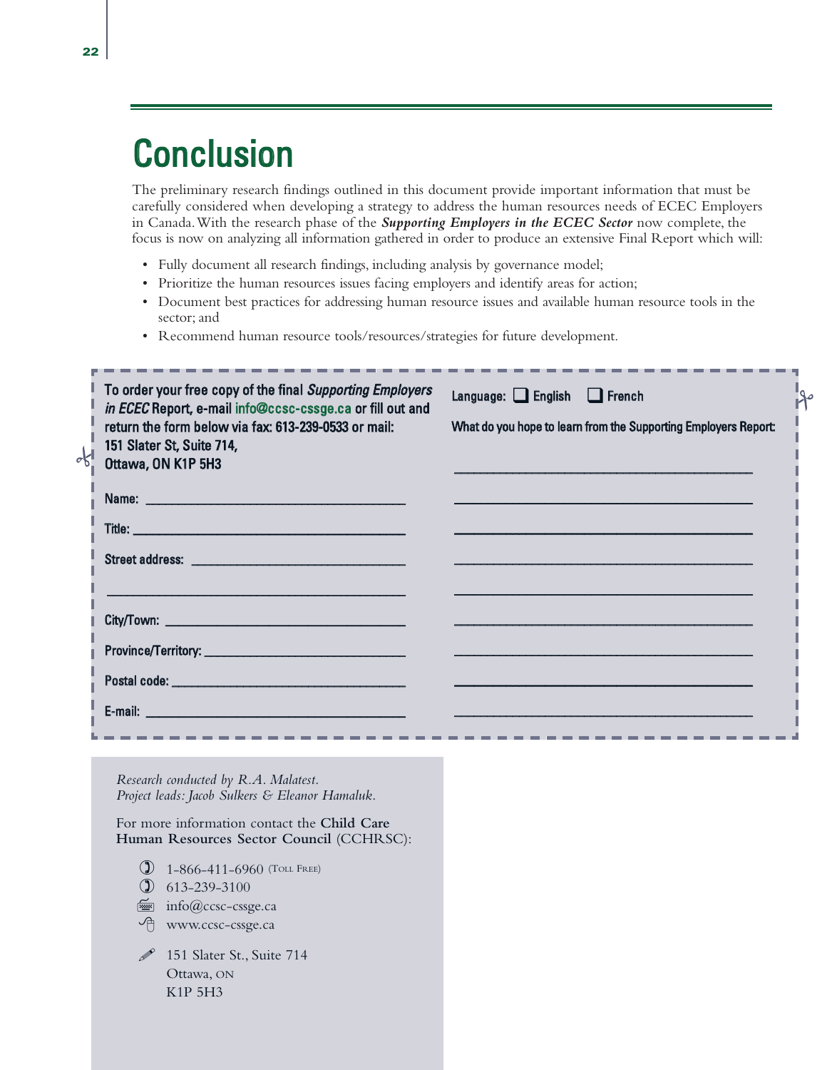# Conclusion

The preliminary research findings outlined in this document provide important information that must be carefully considered when developing a strategy to address the human resources needs of ECEC Employers in Canada. With the research phase of the ***Supporting Employers in the ECEC Sector*** now complete, the focus is now on analyzing all information gathered in order to produce an extensive Final Report which will:

- Fully document all research findings, including analysis by governance model;
- Prioritize the human resources issues facing employers and identify areas for action;
- Document best practices for addressing human resource issues and available human resource tools in the sector; and
- Recommend human resource tools/resources/strategies for future development.

**To order your free copy of the final *Supporting Employers in ECEC* Report, e-mail info@ccsc-cssge.ca or fill out and return the form below via fax: 613-239-0533 or mail: 151 Slater St, Suite 714, Ottawa, ON K1P 5H3**

Name: ______________________________

Title: ______________________________

Street address: ______________________________

______________________________

City/Town: ______________________________

Province/Territory: ______________________________

Postal code: ______________________________

E-mail: ______________________________

Language: ☐ English ☐ French

What do you hope to learn from the Supporting Employers Report:

______________________________

______________________________

______________________________

______________________________

______________________________

______________________________

______________________________

______________________________

______________________________

*Research conducted by R.A. Malatest.*
*Project leads: Jacob Sulkers & Eleanor Hamaluk.*

For more information contact the **Child Care Human Resources Sector Council** (CCHRSC):

1-866-411-6960 (Toll Free)
613-239-3100
info@ccsc-cssge.ca
www.ccsc-cssge.ca

151 Slater St., Suite 714
Ottawa, ON
K1P 5H3